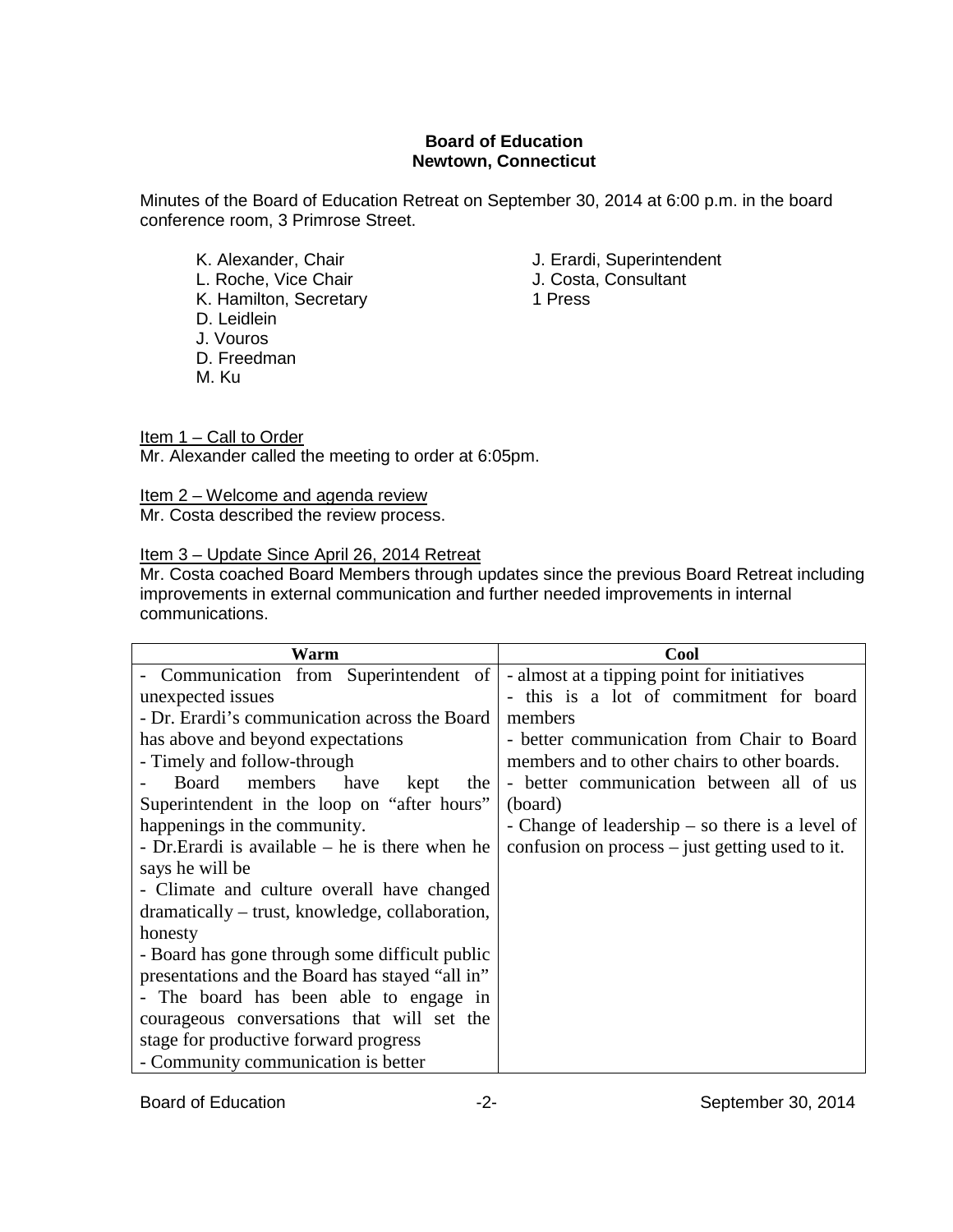**Board of Education**
**Newtown, Connecticut**

Minutes of the Board of Education Retreat on September 30, 2014 at 6:00 p.m. in the board conference room, 3 Primrose Street.

K. Alexander, Chair
L. Roche, Vice Chair
K. Hamilton, Secretary
D. Leidlein
J. Vouros
D. Freedman
M. Ku

J. Erardi, Superintendent
J. Costa, Consultant
1 Press

Item 1 – Call to Order
Mr. Alexander called the meeting to order at 6:05pm.

Item 2 – Welcome and agenda review
Mr. Costa described the review process.

Item 3 – Update Since April 26, 2014 Retreat
Mr. Costa coached Board Members through updates since the previous Board Retreat including improvements in external communication and further needed improvements in internal communications.

| Warm | Cool |
|---|---|
| - Communication from Superintendent of unexpected issues<br>- Dr. Erardi's communication across the Board has above and beyond expectations<br>- Timely and follow-through<br>- Board members have kept the Superintendent in the loop on "after hours" happenings in the community.<br>- Dr.Erardi is available – he is there when he says he will be<br>- Climate and culture overall have changed dramatically – trust, knowledge, collaboration, honesty<br>- Board has gone through some difficult public presentations and the Board has stayed "all in"<br>- The board has been able to engage in courageous conversations that will set the stage for productive forward progress<br>- Community communication is better | - almost at a tipping point for initiatives<br>- this is a lot of commitment for board members<br>- better communication from Chair to Board members and to other chairs to other boards.<br>- better communication between all of us (board)<br>- Change of leadership – so there is a level of confusion on process – just getting used to it. |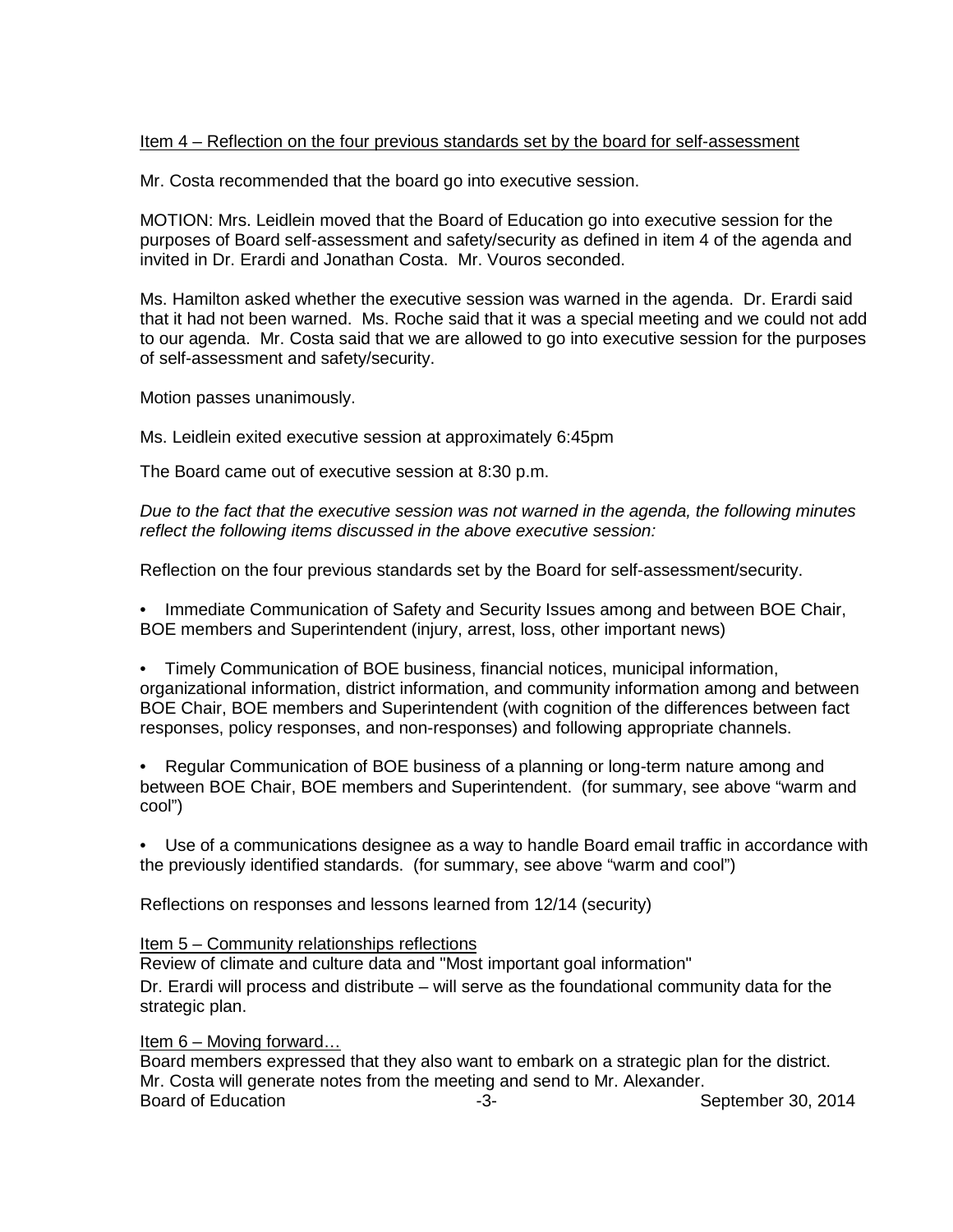<u>Item 4 – Reflection on the four previous standards set by the board for self-assessment</u>

Mr. Costa recommended that the board go into executive session.

MOTION: Mrs. Leidlein moved that the Board of Education go into executive session for the purposes of Board self-assessment and safety/security as defined in item 4 of the agenda and invited in Dr. Erardi and Jonathan Costa. Mr. Vouros seconded.

Ms. Hamilton asked whether the executive session was warned in the agenda. Dr. Erardi said that it had not been warned. Ms. Roche said that it was a special meeting and we could not add to our agenda. Mr. Costa said that we are allowed to go into executive session for the purposes of self-assessment and safety/security.

Motion passes unanimously.

Ms. Leidlein exited executive session at approximately 6:45pm

The Board came out of executive session at 8:30 p.m.

*Due to the fact that the executive session was not warned in the agenda, the following minutes reflect the following items discussed in the above executive session:*

Reflection on the four previous standards set by the Board for self-assessment/security.

- Immediate Communication of Safety and Security Issues among and between BOE Chair, BOE members and Superintendent (injury, arrest, loss, other important news)
- Timely Communication of BOE business, financial notices, municipal information, organizational information, district information, and community information among and between BOE Chair, BOE members and Superintendent (with cognition of the differences between fact responses, policy responses, and non-responses) and following appropriate channels.
- Regular Communication of BOE business of a planning or long-term nature among and between BOE Chair, BOE members and Superintendent. (for summary, see above "warm and cool")
- Use of a communications designee as a way to handle Board email traffic in accordance with the previously identified standards. (for summary, see above "warm and cool")

Reflections on responses and lessons learned from 12/14 (security)

<u>Item 5 – Community relationships reflections</u>
Review of climate and culture data and "Most important goal information"
Dr. Erardi will process and distribute – will serve as the foundational community data for the strategic plan.

<u>Item 6 – Moving forward…</u>
Board members expressed that they also want to embark on a strategic plan for the district. Mr. Costa will generate notes from the meeting and send to Mr. Alexander.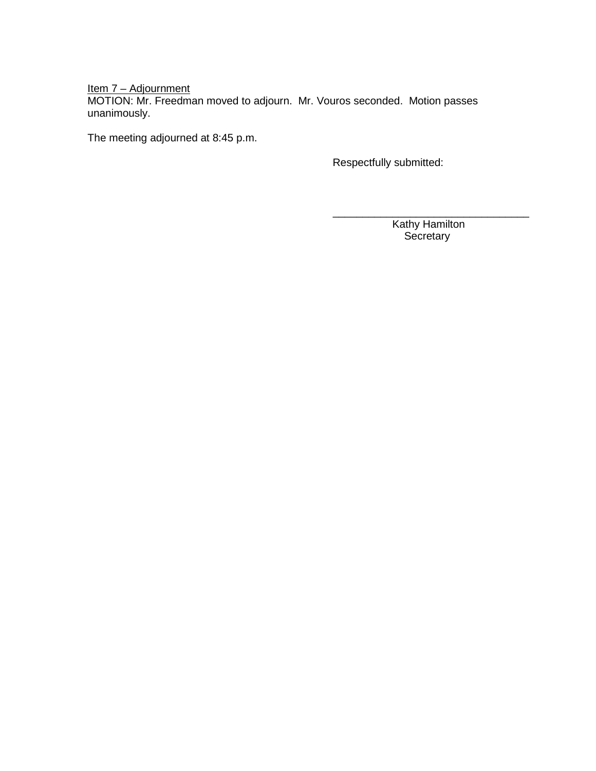Item 7 – Adjournment
MOTION: Mr. Freedman moved to adjourn. Mr. Vouros seconded. Motion passes unanimously.

The meeting adjourned at 8:45 p.m.

Respectfully submitted:

\_\_\_\_\_\_\_\_\_\_\_\_\_\_\_\_\_\_\_\_\_\_\_\_\_\_\_\_\_\_\_\_\_\_
Kathy Hamilton
Secretary